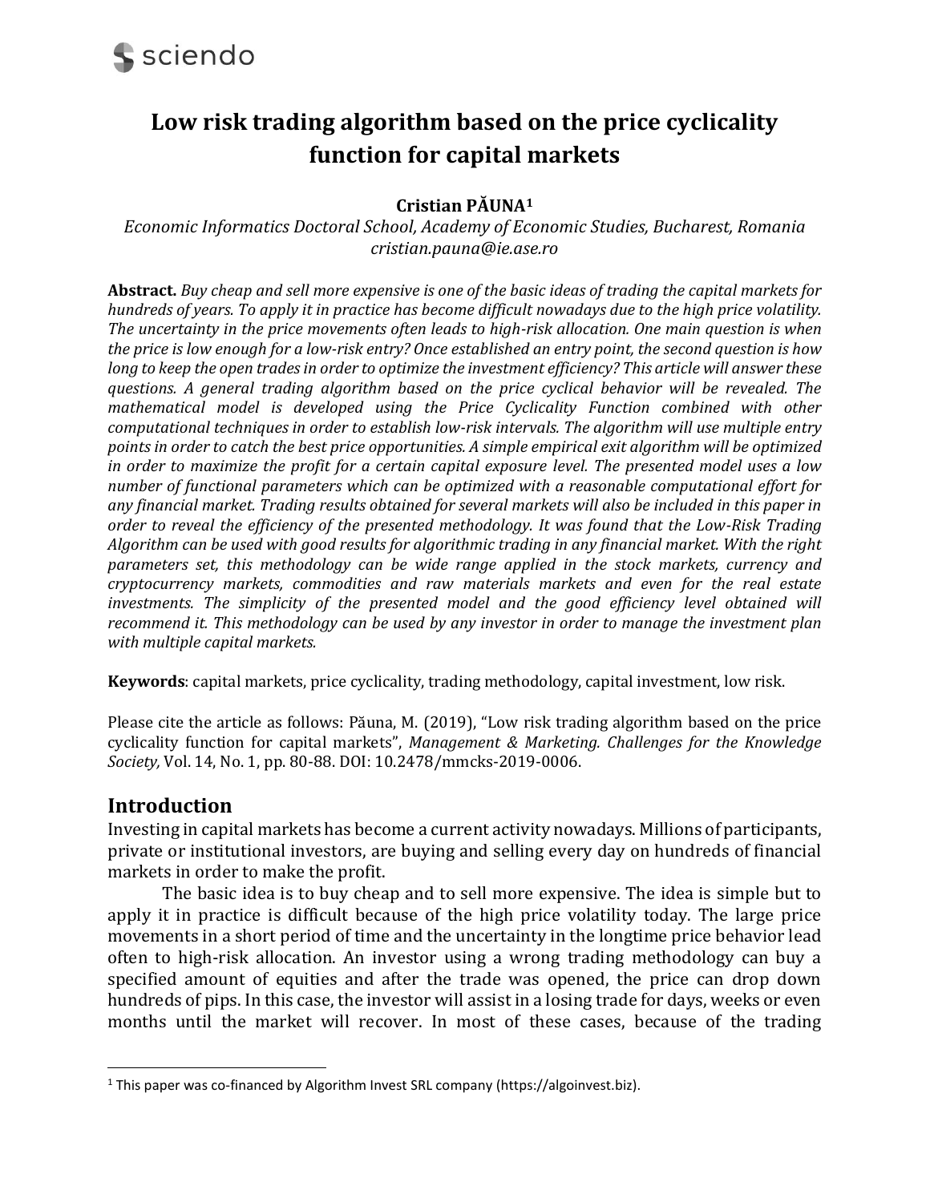# Low risk trading algorithm based on the price cyclicality function for capital markets

**Cristian PĂUNA[1]**

*Economic Informatics Doctoral School, Academy of Economic Studies, Bucharest, Romania*
*cristian.pauna@ie.ase.ro*

**Abstract.** *Buy cheap and sell more expensive is one of the basic ideas of trading the capital markets for hundreds of years. To apply it in practice has become difficult nowadays due to the high price volatility. The uncertainty in the price movements often leads to high-risk allocation. One main question is when the price is low enough for a low-risk entry? Once established an entry point, the second question is how long to keep the open trades in order to optimize the investment efficiency? This article will answer these questions. A general trading algorithm based on the price cyclical behavior will be revealed. The mathematical model is developed using the Price Cyclicality Function combined with other computational techniques in order to establish low-risk intervals. The algorithm will use multiple entry points in order to catch the best price opportunities. A simple empirical exit algorithm will be optimized in order to maximize the profit for a certain capital exposure level. The presented model uses a low number of functional parameters which can be optimized with a reasonable computational effort for any financial market. Trading results obtained for several markets will also be included in this paper in order to reveal the efficiency of the presented methodology. It was found that the Low-Risk Trading Algorithm can be used with good results for algorithmic trading in any financial market. With the right parameters set, this methodology can be wide range applied in the stock markets, currency and cryptocurrency markets, commodities and raw materials markets and even for the real estate investments. The simplicity of the presented model and the good efficiency level obtained will recommend it. This methodology can be used by any investor in order to manage the investment plan with multiple capital markets.*

**Keywords**: capital markets, price cyclicality, trading methodology, capital investment, low risk.

Please cite the article as follows: Păuna, M. (2019), "Low risk trading algorithm based on the price cyclicality function for capital markets", *Management & Marketing. Challenges for the Knowledge Society,* Vol. 14, No. 1, pp. 80-88. DOI: 10.2478/mmcks-2019-0006.

## Introduction

Investing in capital markets has become a current activity nowadays. Millions of participants, private or institutional investors, are buying and selling every day on hundreds of financial markets in order to make the profit.

The basic idea is to buy cheap and to sell more expensive. The idea is simple but to apply it in practice is difficult because of the high price volatility today. The large price movements in a short period of time and the uncertainty in the longtime price behavior lead often to high-risk allocation. An investor using a wrong trading methodology can buy a specified amount of equities and after the trade was opened, the price can drop down hundreds of pips. In this case, the investor will assist in a losing trade for days, weeks or even months until the market will recover. In most of these cases, because of the trading

[1] This paper was co-financed by Algorithm Invest SRL company (https://algoinvest.biz).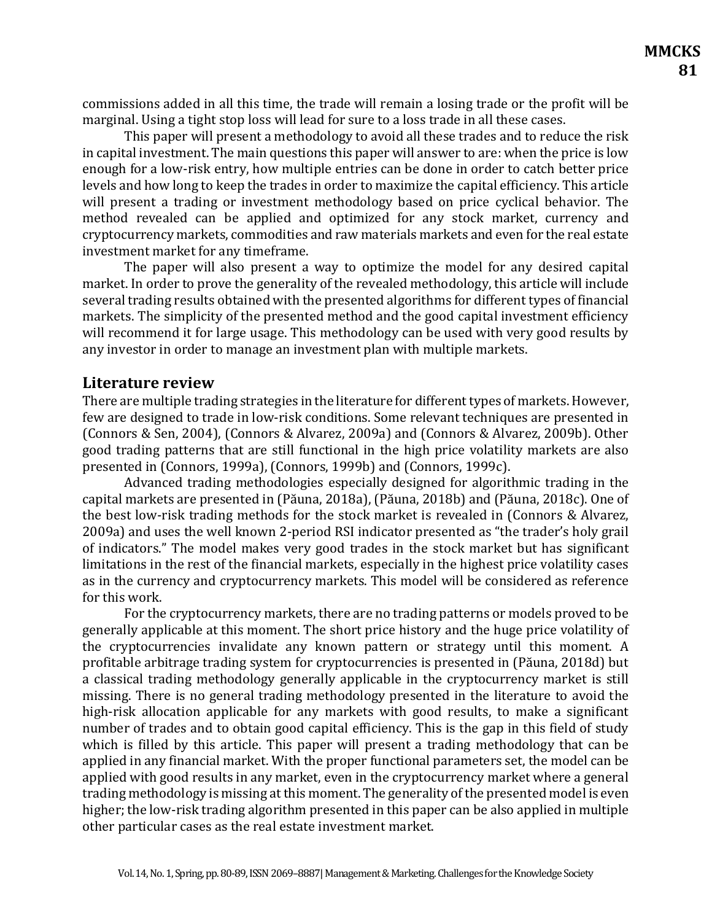commissions added in all this time, the trade will remain a losing trade or the profit will be marginal. Using a tight stop loss will lead for sure to a loss trade in all these cases.

This paper will present a methodology to avoid all these trades and to reduce the risk in capital investment. The main questions this paper will answer to are: when the price is low enough for a low-risk entry, how multiple entries can be done in order to catch better price levels and how long to keep the trades in order to maximize the capital efficiency. This article will present a trading or investment methodology based on price cyclical behavior. The method revealed can be applied and optimized for any stock market, currency and cryptocurrency markets, commodities and raw materials markets and even for the real estate investment market for any timeframe.

The paper will also present a way to optimize the model for any desired capital market. In order to prove the generality of the revealed methodology, this article will include several trading results obtained with the presented algorithms for different types of financial markets. The simplicity of the presented method and the good capital investment efficiency will recommend it for large usage. This methodology can be used with very good results by any investor in order to manage an investment plan with multiple markets.

## Literature review

There are multiple trading strategies in the literature for different types of markets. However, few are designed to trade in low-risk conditions. Some relevant techniques are presented in (Connors & Sen, 2004), (Connors & Alvarez, 2009a) and (Connors & Alvarez, 2009b). Other good trading patterns that are still functional in the high price volatility markets are also presented in (Connors, 1999a), (Connors, 1999b) and (Connors, 1999c).

Advanced trading methodologies especially designed for algorithmic trading in the capital markets are presented in (Păuna, 2018a), (Păuna, 2018b) and (Păuna, 2018c). One of the best low-risk trading methods for the stock market is revealed in (Connors & Alvarez, 2009a) and uses the well known 2-period RSI indicator presented as "the trader's holy grail of indicators." The model makes very good trades in the stock market but has significant limitations in the rest of the financial markets, especially in the highest price volatility cases as in the currency and cryptocurrency markets. This model will be considered as reference for this work.

For the cryptocurrency markets, there are no trading patterns or models proved to be generally applicable at this moment. The short price history and the huge price volatility of the cryptocurrencies invalidate any known pattern or strategy until this moment. A profitable arbitrage trading system for cryptocurrencies is presented in (Păuna, 2018d) but a classical trading methodology generally applicable in the cryptocurrency market is still missing. There is no general trading methodology presented in the literature to avoid the high-risk allocation applicable for any markets with good results, to make a significant number of trades and to obtain good capital efficiency. This is the gap in this field of study which is filled by this article. This paper will present a trading methodology that can be applied in any financial market. With the proper functional parameters set, the model can be applied with good results in any market, even in the cryptocurrency market where a general trading methodology is missing at this moment. The generality of the presented model is even higher; the low-risk trading algorithm presented in this paper can be also applied in multiple other particular cases as the real estate investment market.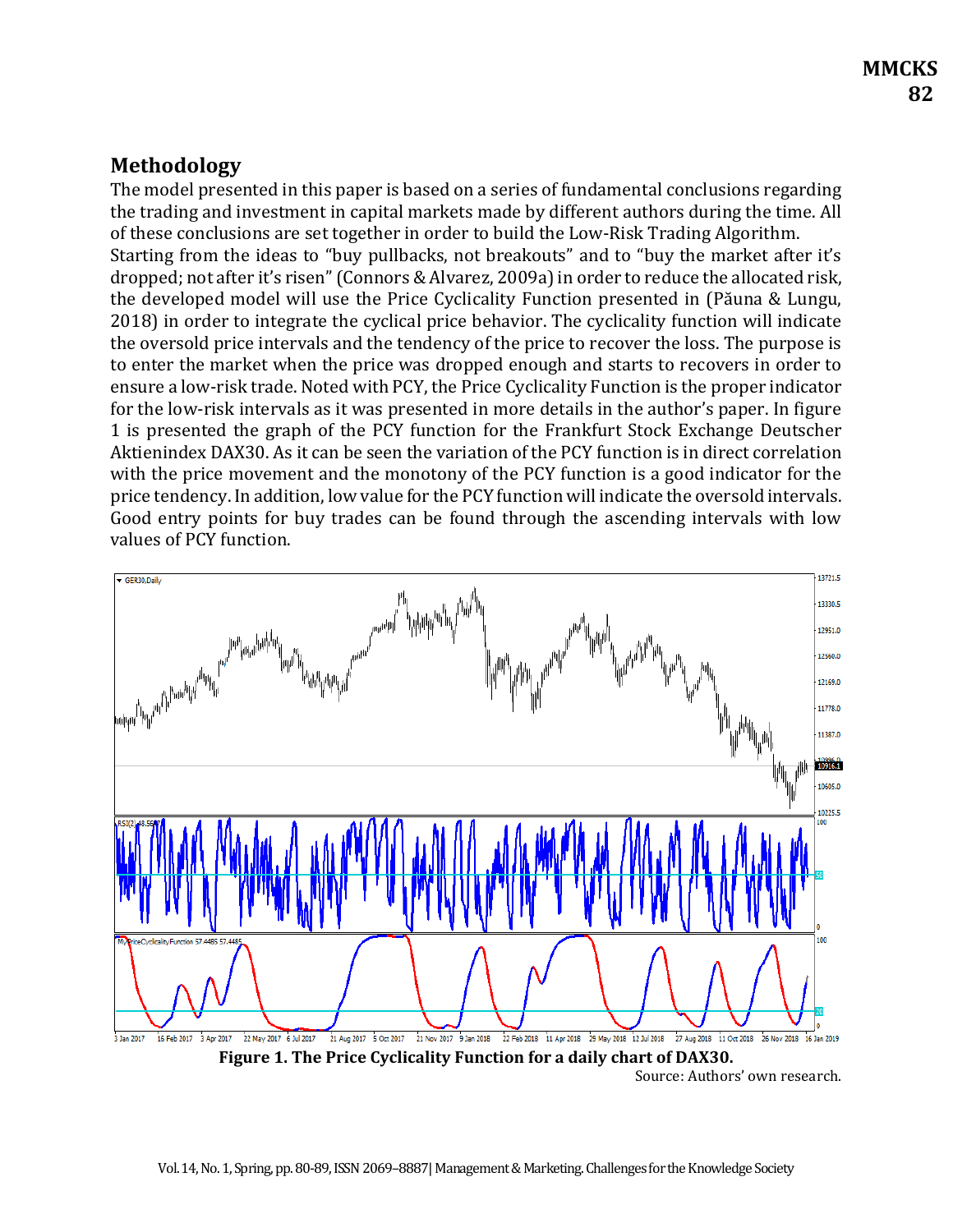## Methodology

The model presented in this paper is based on a series of fundamental conclusions regarding the trading and investment in capital markets made by different authors during the time. All of these conclusions are set together in order to build the Low-Risk Trading Algorithm.

Starting from the ideas to "buy pullbacks, not breakouts" and to "buy the market after it's dropped; not after it's risen" (Connors & Alvarez, 2009a) in order to reduce the allocated risk, the developed model will use the Price Cyclicality Function presented in (Păuna & Lungu, 2018) in order to integrate the cyclical price behavior. The cyclicality function will indicate the oversold price intervals and the tendency of the price to recover the loss. The purpose is to enter the market when the price was dropped enough and starts to recovers in order to ensure a low-risk trade. Noted with PCY, the Price Cyclicality Function is the proper indicator for the low-risk intervals as it was presented in more details in the author's paper. In figure 1 is presented the graph of the PCY function for the Frankfurt Stock Exchange Deutscher Aktienindex DAX30. As it can be seen the variation of the PCY function is in direct correlation with the price movement and the monotony of the PCY function is a good indicator for the price tendency. In addition, low value for the PCY function will indicate the oversold intervals. Good entry points for buy trades can be found through the ascending intervals with low values of PCY function.

**Figure 1. The Price Cyclicality Function for a daily chart of DAX30.**

Source: Authors' own research.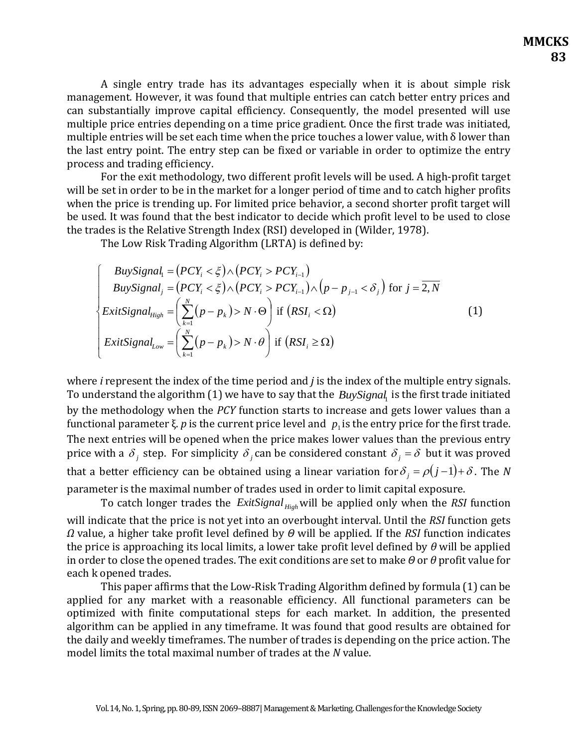A single entry trade has its advantages especially when it is about simple risk management. However, it was found that multiple entries can catch better entry prices and can substantially improve capital efficiency. Consequently, the model presented will use multiple price entries depending on a time price gradient. Once the first trade was initiated, multiple entries will be set each time when the price touches a lower value, with δ lower than the last entry point. The entry step can be fixed or variable in order to optimize the entry process and trading efficiency.

For the exit methodology, two different profit levels will be used. A high-profit target will be set in order to be in the market for a longer period of time and to catch higher profits when the price is trending up. For limited price behavior, a second shorter profit target will be used. It was found that the best indicator to decide which profit level to be used to close the trades is the Relative Strength Index (RSI) developed in (Wilder, 1978).

The Low Risk Trading Algorithm (LRTA) is defined by:

$$\begin{cases} BuySignal_1 = (PCY_i < \xi) \wedge (PCY_i > PCY_{i-1}) \\ BuySignal_j = (PCY_i < \xi) \wedge (PCY_i > PCY_{i-1}) \wedge (p - p_{j-1} < \delta_j) \text{ for } j = \overline{2, N} \\ ExitSignal_{High} = \left( \sum_{k=1}^{N} (p - p_k) > N \cdot \Theta \right) \text{ if } (RSI_i < \Omega) \\ ExitSignal_{Low} = \left( \sum_{k=1}^{N} (p - p_k) > N \cdot \theta \right) \text{ if } (RSI_i \geq \Omega) \end{cases} \tag{1}$$

where *i* represent the index of the time period and *j* is the index of the multiple entry signals. To understand the algorithm (1) we have to say that the $BuySignal_1$ is the first trade initiated by the methodology when the *PCY* function starts to increase and gets lower values than a functional parameter ξ. *p* is the current price level and $p_1$ is the entry price for the first trade. The next entries will be opened when the price makes lower values than the previous entry price with a $\delta_j$ step. For simplicity $\delta_j$ can be considered constant $\delta_j = \delta$ but it was proved that a better efficiency can be obtained using a linear variation for $\delta_j = \rho(j-1) + \delta$. The *N* parameter is the maximal number of trades used in order to limit capital exposure.

To catch longer trades the $ExitSignal_{High}$ will be applied only when the *RSI* function will indicate that the price is not yet into an overbought interval. Until the *RSI* function gets *Ω* value, a higher take profit level defined by *Θ* will be applied. If the *RSI* function indicates the price is approaching its local limits, a lower take profit level defined by *θ* will be applied in order to close the opened trades. The exit conditions are set to make *Θ* or *θ* profit value for each k opened trades.

This paper affirms that the Low-Risk Trading Algorithm defined by formula (1) can be applied for any market with a reasonable efficiency. All functional parameters can be optimized with finite computational steps for each market. In addition, the presented algorithm can be applied in any timeframe. It was found that good results are obtained for the daily and weekly timeframes. The number of trades is depending on the price action. The model limits the total maximal number of trades at the *N* value.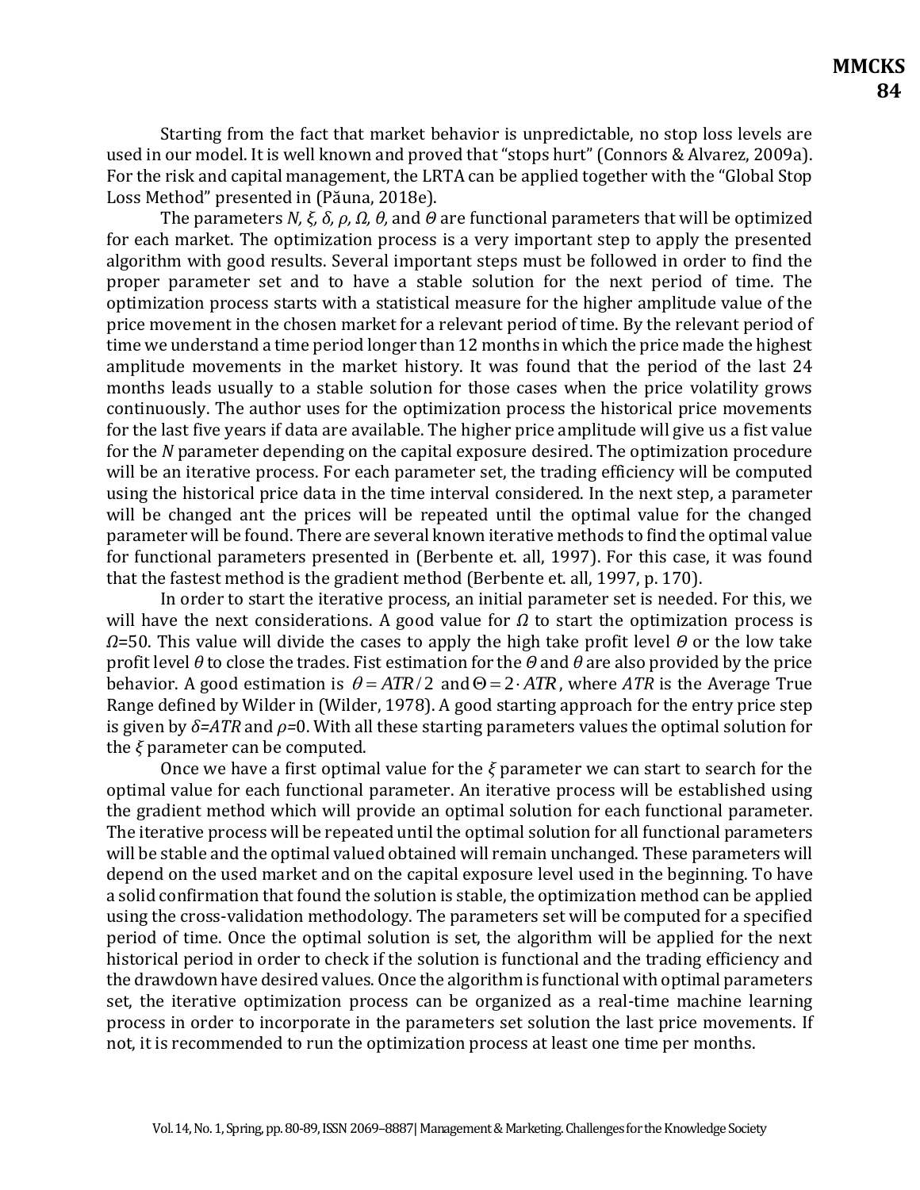Starting from the fact that market behavior is unpredictable, no stop loss levels are used in our model. It is well known and proved that "stops hurt" (Connors & Alvarez, 2009a). For the risk and capital management, the LRTA can be applied together with the "Global Stop Loss Method" presented in (Păuna, 2018e).

The parameters $N$, $\xi$, $\delta$, $\rho$, $\Omega$, $\theta$, and $\Theta$ are functional parameters that will be optimized for each market. The optimization process is a very important step to apply the presented algorithm with good results. Several important steps must be followed in order to find the proper parameter set and to have a stable solution for the next period of time. The optimization process starts with a statistical measure for the higher amplitude value of the price movement in the chosen market for a relevant period of time. By the relevant period of time we understand a time period longer than 12 months in which the price made the highest amplitude movements in the market history. It was found that the period of the last 24 months leads usually to a stable solution for those cases when the price volatility grows continuously. The author uses for the optimization process the historical price movements for the last five years if data are available. The higher price amplitude will give us a fist value for the $N$ parameter depending on the capital exposure desired. The optimization procedure will be an iterative process. For each parameter set, the trading efficiency will be computed using the historical price data in the time interval considered. In the next step, a parameter will be changed ant the prices will be repeated until the optimal value for the changed parameter will be found. There are several known iterative methods to find the optimal value for functional parameters presented in (Berbente et. all, 1997). For this case, it was found that the fastest method is the gradient method (Berbente et. all, 1997, p. 170).

In order to start the iterative process, an initial parameter set is needed. For this, we will have the next considerations. A good value for $\Omega$ to start the optimization process is $\Omega$=50. This value will divide the cases to apply the high take profit level $\Theta$ or the low take profit level $\theta$ to close the trades. Fist estimation for the $\Theta$ and $\theta$ are also provided by the price behavior. A good estimation is $\theta = ATR/2$ and $\Theta = 2 \cdot ATR$, where $ATR$ is the Average True Range defined by Wilder in (Wilder, 1978). A good starting approach for the entry price step is given by $\delta$=$ATR$ and $\rho$=0. With all these starting parameters values the optimal solution for the $\xi$ parameter can be computed.

Once we have a first optimal value for the $\xi$ parameter we can start to search for the optimal value for each functional parameter. An iterative process will be established using the gradient method which will provide an optimal solution for each functional parameter. The iterative process will be repeated until the optimal solution for all functional parameters will be stable and the optimal valued obtained will remain unchanged. These parameters will depend on the used market and on the capital exposure level used in the beginning. To have a solid confirmation that found the solution is stable, the optimization method can be applied using the cross-validation methodology. The parameters set will be computed for a specified period of time. Once the optimal solution is set, the algorithm will be applied for the next historical period in order to check if the solution is functional and the trading efficiency and the drawdown have desired values. Once the algorithm is functional with optimal parameters set, the iterative optimization process can be organized as a real-time machine learning process in order to incorporate in the parameters set solution the last price movements. If not, it is recommended to run the optimization process at least one time per months.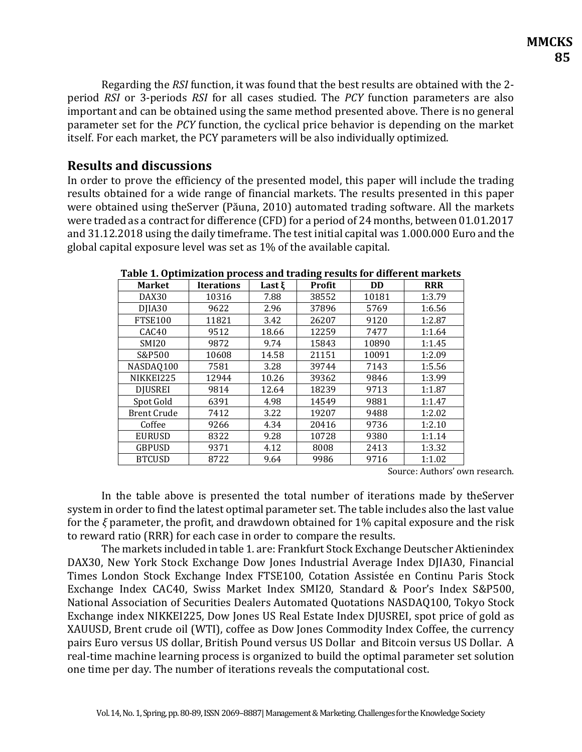Regarding the *RSI* function, it was found that the best results are obtained with the 2-period *RSI* or 3-periods *RSI* for all cases studied. The *PCY* function parameters are also important and can be obtained using the same method presented above. There is no general parameter set for the *PCY* function, the cyclical price behavior is depending on the market itself. For each market, the PCY parameters will be also individually optimized.

## Results and discussions

In order to prove the efficiency of the presented model, this paper will include the trading results obtained for a wide range of financial markets. The results presented in this paper were obtained using theServer (Păuna, 2010) automated trading software. All the markets were traded as a contract for difference (CFD) for a period of 24 months, between 01.01.2017 and 31.12.2018 using the daily timeframe. The test initial capital was 1.000.000 Euro and the global capital exposure level was set as 1% of the available capital.

**Table 1. Optimization process and trading results for different markets**

| Market | Iterations | Last ξ | Profit | DD | RRR |
|---|---|---|---|---|---|
| DAX30 | 10316 | 7.88 | 38552 | 10181 | 1:3.79 |
| DJIA30 | 9622 | 2.96 | 37896 | 5769 | 1:6.56 |
| FTSE100 | 11821 | 3.42 | 26207 | 9120 | 1:2.87 |
| CAC40 | 9512 | 18.66 | 12259 | 7477 | 1:1.64 |
| SMI20 | 9872 | 9.74 | 15843 | 10890 | 1:1.45 |
| S&P500 | 10608 | 14.58 | 21151 | 10091 | 1:2.09 |
| NASDAQ100 | 7581 | 3.28 | 39744 | 7143 | 1:5.56 |
| NIKKEI225 | 12944 | 10.26 | 39362 | 9846 | 1:3.99 |
| DJUSREI | 9814 | 12.64 | 18239 | 9713 | 1:1.87 |
| Spot Gold | 6391 | 4.98 | 14549 | 9881 | 1:1.47 |
| Brent Crude | 7412 | 3.22 | 19207 | 9488 | 1:2.02 |
| Coffee | 9266 | 4.34 | 20416 | 9736 | 1:2.10 |
| EURUSD | 8322 | 9.28 | 10728 | 9380 | 1:1.14 |
| GBPUSD | 9371 | 4.12 | 8008 | 2413 | 1:3.32 |
| BTCUSD | 8722 | 9.64 | 9986 | 9716 | 1:1.02 |

Source: Authors' own research.

In the table above is presented the total number of iterations made by theServer system in order to find the latest optimal parameter set. The table includes also the last value for the $\xi$ parameter, the profit, and drawdown obtained for 1% capital exposure and the risk to reward ratio (RRR) for each case in order to compare the results.

The markets included in table 1. are: Frankfurt Stock Exchange Deutscher Aktienindex DAX30, New York Stock Exchange Dow Jones Industrial Average Index DJIA30, Financial Times London Stock Exchange Index FTSE100, Cotation Assistée en Continu Paris Stock Exchange Index CAC40, Swiss Market Index SMI20, Standard & Poor's Index S&P500, National Association of Securities Dealers Automated Quotations NASDAQ100, Tokyo Stock Exchange index NIKKEI225, Dow Jones US Real Estate Index DJUSREI, spot price of gold as XAUUSD, Brent crude oil (WTI), coffee as Dow Jones Commodity Index Coffee, the currency pairs Euro versus US dollar, British Pound versus US Dollar and Bitcoin versus US Dollar. A real-time machine learning process is organized to build the optimal parameter set solution one time per day. The number of iterations reveals the computational cost.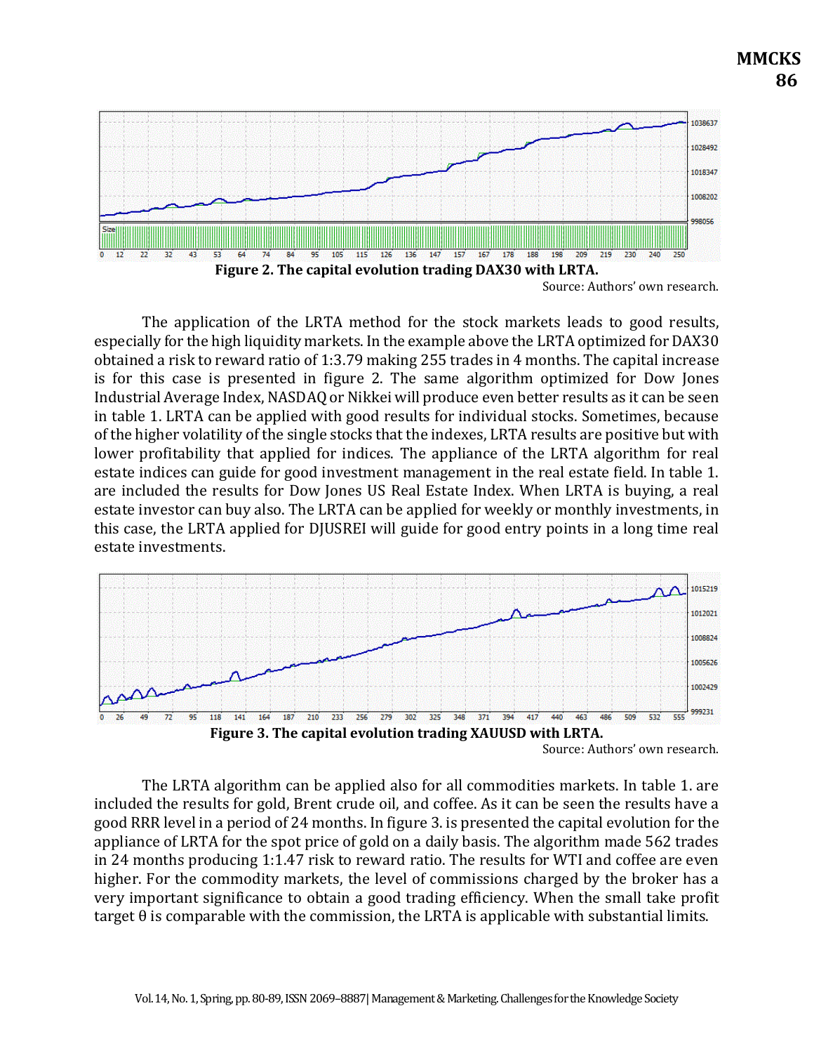**Figure 2. The capital evolution trading DAX30 with LRTA.**

Source: Authors' own research.

The application of the LRTA method for the stock markets leads to good results, especially for the high liquidity markets. In the example above the LRTA optimized for DAX30 obtained a risk to reward ratio of 1:3.79 making 255 trades in 4 months. The capital increase is for this case is presented in figure 2. The same algorithm optimized for Dow Jones Industrial Average Index, NASDAQ or Nikkei will produce even better results as it can be seen in table 1. LRTA can be applied with good results for individual stocks. Sometimes, because of the higher volatility of the single stocks that the indexes, LRTA results are positive but with lower profitability that applied for indices. The appliance of the LRTA algorithm for real estate indices can guide for good investment management in the real estate field. In table 1. are included the results for Dow Jones US Real Estate Index. When LRTA is buying, a real estate investor can buy also. The LRTA can be applied for weekly or monthly investments, in this case, the LRTA applied for DJUSREI will guide for good entry points in a long time real estate investments.

**Figure 3. The capital evolution trading XAUUSD with LRTA.**

Source: Authors' own research.

The LRTA algorithm can be applied also for all commodities markets. In table 1. are included the results for gold, Brent crude oil, and coffee. As it can be seen the results have a good RRR level in a period of 24 months. In figure 3. is presented the capital evolution for the appliance of LRTA for the spot price of gold on a daily basis. The algorithm made 562 trades in 24 months producing 1:1.47 risk to reward ratio. The results for WTI and coffee are even higher. For the commodity markets, the level of commissions charged by the broker has a very important significance to obtain a good trading efficiency. When the small take profit target $\theta$ is comparable with the commission, the LRTA is applicable with substantial limits.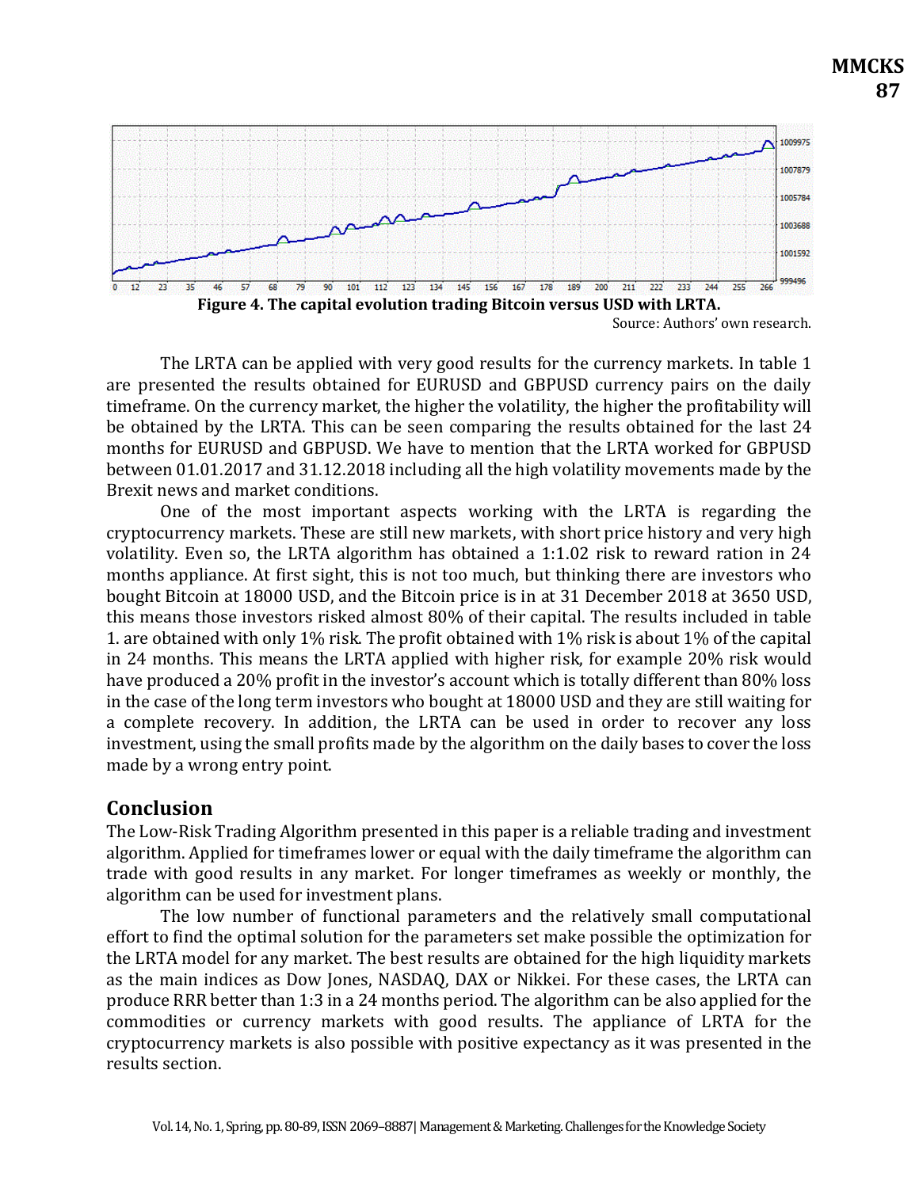**Figure 4. The capital evolution trading Bitcoin versus USD with LRTA.**

Source: Authors' own research.

The LRTA can be applied with very good results for the currency markets. In table 1 are presented the results obtained for EURUSD and GBPUSD currency pairs on the daily timeframe. On the currency market, the higher the volatility, the higher the profitability will be obtained by the LRTA. This can be seen comparing the results obtained for the last 24 months for EURUSD and GBPUSD. We have to mention that the LRTA worked for GBPUSD between 01.01.2017 and 31.12.2018 including all the high volatility movements made by the Brexit news and market conditions.

One of the most important aspects working with the LRTA is regarding the cryptocurrency markets. These are still new markets, with short price history and very high volatility. Even so, the LRTA algorithm has obtained a 1:1.02 risk to reward ration in 24 months appliance. At first sight, this is not too much, but thinking there are investors who bought Bitcoin at 18000 USD, and the Bitcoin price is in at 31 December 2018 at 3650 USD, this means those investors risked almost 80% of their capital. The results included in table 1. are obtained with only 1% risk. The profit obtained with 1% risk is about 1% of the capital in 24 months. This means the LRTA applied with higher risk, for example 20% risk would have produced a 20% profit in the investor's account which is totally different than 80% loss in the case of the long term investors who bought at 18000 USD and they are still waiting for a complete recovery. In addition, the LRTA can be used in order to recover any loss investment, using the small profits made by the algorithm on the daily bases to cover the loss made by a wrong entry point.

## Conclusion

The Low-Risk Trading Algorithm presented in this paper is a reliable trading and investment algorithm. Applied for timeframes lower or equal with the daily timeframe the algorithm can trade with good results in any market. For longer timeframes as weekly or monthly, the algorithm can be used for investment plans.

The low number of functional parameters and the relatively small computational effort to find the optimal solution for the parameters set make possible the optimization for the LRTA model for any market. The best results are obtained for the high liquidity markets as the main indices as Dow Jones, NASDAQ, DAX or Nikkei. For these cases, the LRTA can produce RRR better than 1:3 in a 24 months period. The algorithm can be also applied for the commodities or currency markets with good results. The appliance of LRTA for the cryptocurrency markets is also possible with positive expectancy as it was presented in the results section.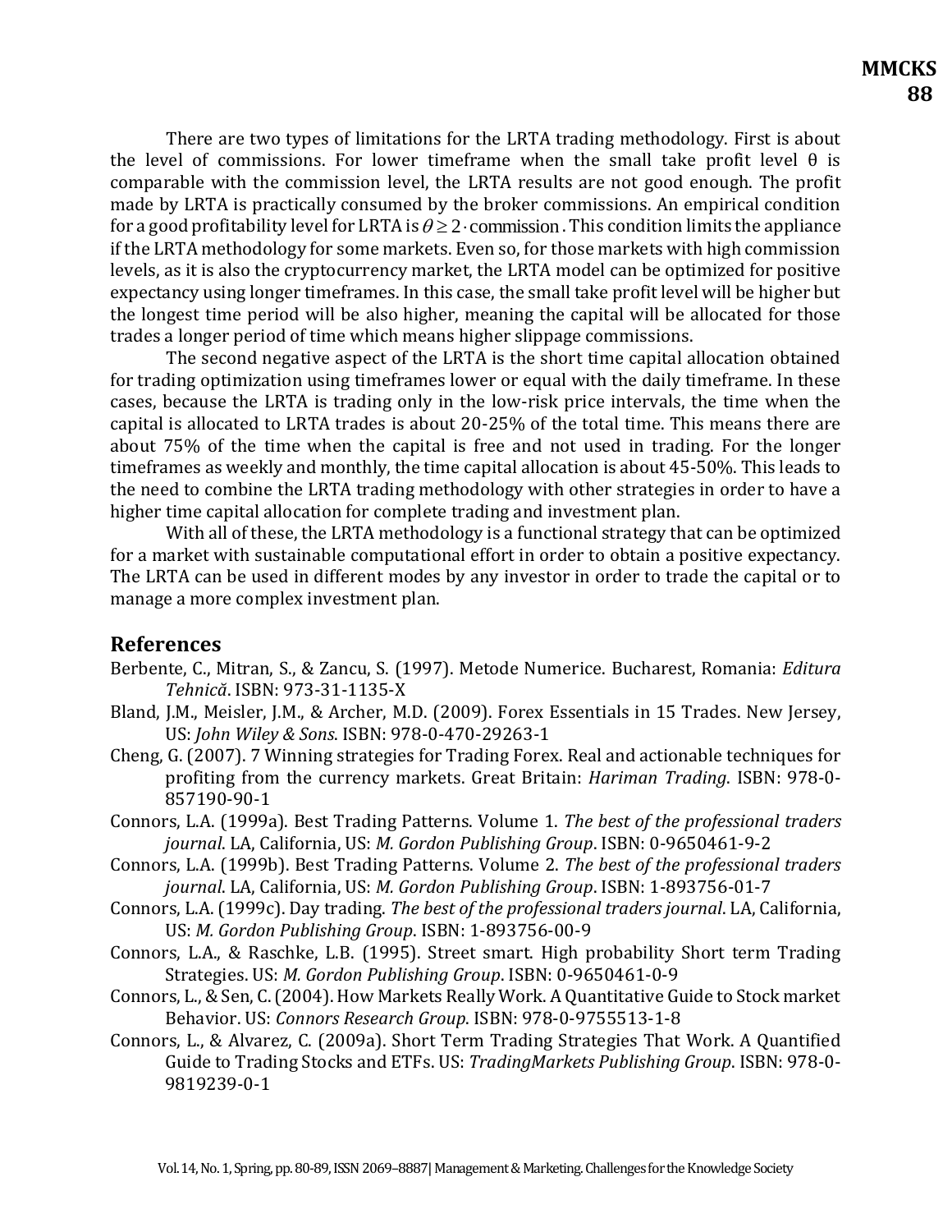There are two types of limitations for the LRTA trading methodology. First is about the level of commissions. For lower timeframe when the small take profit level θ is comparable with the commission level, the LRTA results are not good enough. The profit made by LRTA is practically consumed by the broker commissions. An empirical condition for a good profitability level for LRTA is $\theta \geq 2 \cdot \text{commission}$. This condition limits the appliance if the LRTA methodology for some markets. Even so, for those markets with high commission levels, as it is also the cryptocurrency market, the LRTA model can be optimized for positive expectancy using longer timeframes. In this case, the small take profit level will be higher but the longest time period will be also higher, meaning the capital will be allocated for those trades a longer period of time which means higher slippage commissions.

The second negative aspect of the LRTA is the short time capital allocation obtained for trading optimization using timeframes lower or equal with the daily timeframe. In these cases, because the LRTA is trading only in the low-risk price intervals, the time when the capital is allocated to LRTA trades is about 20-25% of the total time. This means there are about 75% of the time when the capital is free and not used in trading. For the longer timeframes as weekly and monthly, the time capital allocation is about 45-50%. This leads to the need to combine the LRTA trading methodology with other strategies in order to have a higher time capital allocation for complete trading and investment plan.

With all of these, the LRTA methodology is a functional strategy that can be optimized for a market with sustainable computational effort in order to obtain a positive expectancy. The LRTA can be used in different modes by any investor in order to trade the capital or to manage a more complex investment plan.

## References

Berbente, C., Mitran, S., & Zancu, S. (1997). Metode Numerice. Bucharest, Romania: *Editura Tehnică*. ISBN: 973-31-1135-X

Bland, J.M., Meisler, J.M., & Archer, M.D. (2009). Forex Essentials in 15 Trades. New Jersey, US: *John Wiley & Sons*. ISBN: 978-0-470-29263-1

Cheng, G. (2007). 7 Winning strategies for Trading Forex. Real and actionable techniques for profiting from the currency markets. Great Britain: *Hariman Trading*. ISBN: 978-0-857190-90-1

Connors, L.A. (1999a). Best Trading Patterns. Volume 1. *The best of the professional traders journal*. LA, California, US: *M. Gordon Publishing Group*. ISBN: 0-9650461-9-2

Connors, L.A. (1999b). Best Trading Patterns. Volume 2. *The best of the professional traders journal*. LA, California, US: *M. Gordon Publishing Group*. ISBN: 1-893756-01-7

Connors, L.A. (1999c). Day trading. *The best of the professional traders journal*. LA, California, US: *M. Gordon Publishing Group*. ISBN: 1-893756-00-9

Connors, L.A., & Raschke, L.B. (1995). Street smart. High probability Short term Trading Strategies. US: *M. Gordon Publishing Group*. ISBN: 0-9650461-0-9

Connors, L., & Sen, C. (2004). How Markets Really Work. A Quantitative Guide to Stock market Behavior. US: *Connors Research Group*. ISBN: 978-0-9755513-1-8

Connors, L., & Alvarez, C. (2009a). Short Term Trading Strategies That Work. A Quantified Guide to Trading Stocks and ETFs. US: *TradingMarkets Publishing Group*. ISBN: 978-0-9819239-0-1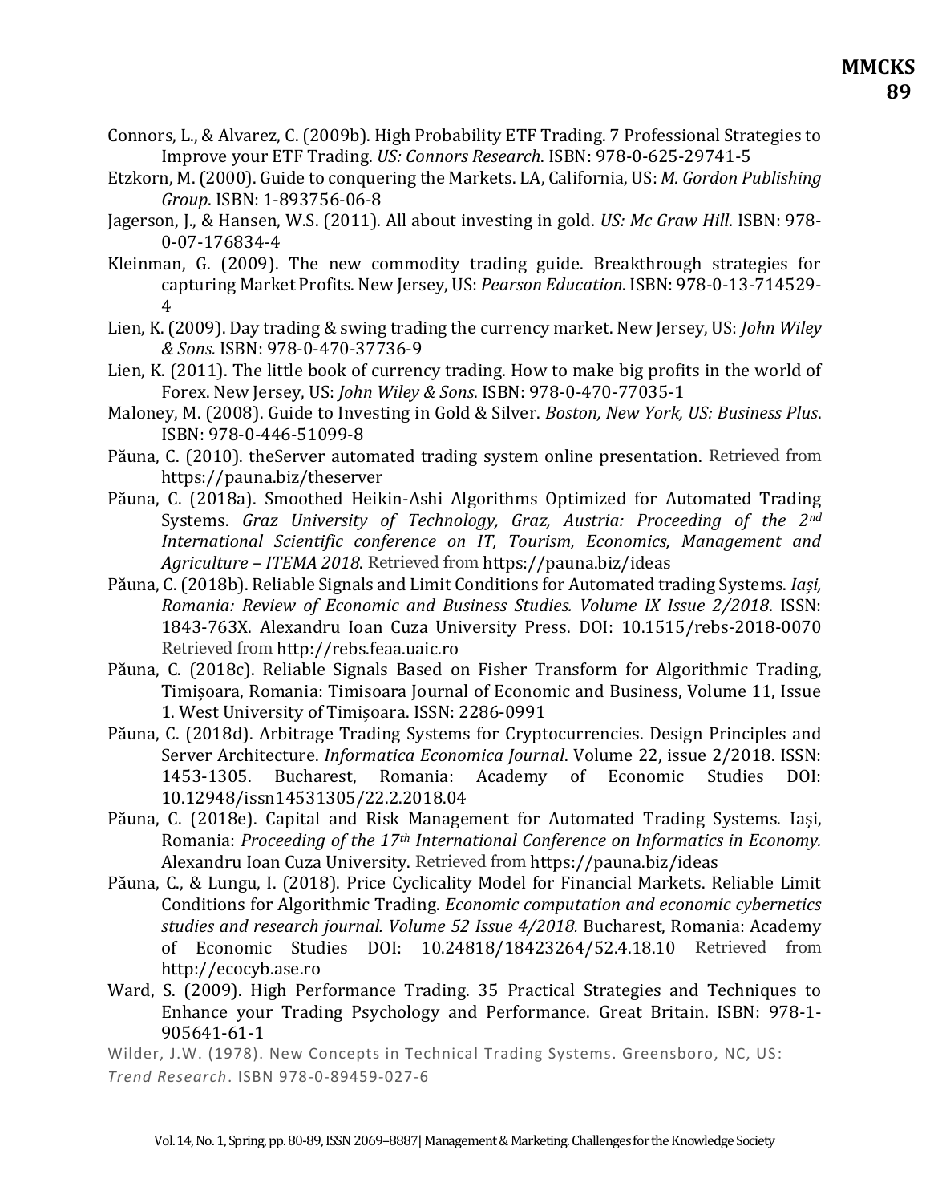Connors, L., & Alvarez, C. (2009b). High Probability ETF Trading. 7 Professional Strategies to Improve your ETF Trading. *US: Connors Research*. ISBN: 978-0-625-29741-5

Etzkorn, M. (2000). Guide to conquering the Markets. LA, California, US: *M. Gordon Publishing Group*. ISBN: 1-893756-06-8

Jagerson, J., & Hansen, W.S. (2011). All about investing in gold. *US: Mc Graw Hill*. ISBN: 978-0-07-176834-4

Kleinman, G. (2009). The new commodity trading guide. Breakthrough strategies for capturing Market Profits. New Jersey, US: *Pearson Education*. ISBN: 978-0-13-714529-4

Lien, K. (2009). Day trading & swing trading the currency market. New Jersey, US: *John Wiley & Sons.* ISBN: 978-0-470-37736-9

Lien, K. (2011). The little book of currency trading. How to make big profits in the world of Forex. New Jersey, US: *John Wiley & Sons*. ISBN: 978-0-470-77035-1

Maloney, M. (2008). Guide to Investing in Gold & Silver. *Boston, New York, US: Business Plus*. ISBN: 978-0-446-51099-8

Păuna, C. (2010). theServer automated trading system online presentation. Retrieved from https://pauna.biz/theserver

Păuna, C. (2018a). Smoothed Heikin-Ashi Algorithms Optimized for Automated Trading Systems. *Graz University of Technology, Graz, Austria: Proceeding of the 2nd International Scientific conference on IT, Tourism, Economics, Management and Agriculture – ITEMA 2018*. Retrieved from https://pauna.biz/ideas

Păuna, C. (2018b). Reliable Signals and Limit Conditions for Automated trading Systems. *Iași, Romania: Review of Economic and Business Studies. Volume IX Issue 2/2018*. ISSN: 1843-763X. Alexandru Ioan Cuza University Press. DOI: 10.1515/rebs-2018-0070 Retrieved from http://rebs.feaa.uaic.ro

Păuna, C. (2018c). Reliable Signals Based on Fisher Transform for Algorithmic Trading, Timișoara, Romania: Timisoara Journal of Economic and Business, Volume 11, Issue 1. West University of Timișoara. ISSN: 2286-0991

Păuna, C. (2018d). Arbitrage Trading Systems for Cryptocurrencies. Design Principles and Server Architecture. *Informatica Economica Journal*. Volume 22, issue 2/2018. ISSN: 1453-1305. Bucharest, Romania: Academy of Economic Studies DOI: 10.12948/issn14531305/22.2.2018.04

Păuna, C. (2018e). Capital and Risk Management for Automated Trading Systems. Iași, Romania: *Proceeding of the 17th International Conference on Informatics in Economy.* Alexandru Ioan Cuza University. Retrieved from https://pauna.biz/ideas

Păuna, C., & Lungu, I. (2018). Price Cyclicality Model for Financial Markets. Reliable Limit Conditions for Algorithmic Trading. *Economic computation and economic cybernetics studies and research journal. Volume 52 Issue 4/2018.* Bucharest, Romania: Academy of Economic Studies DOI: 10.24818/18423264/52.4.18.10 Retrieved from http://ecocyb.ase.ro

Ward, S. (2009). High Performance Trading. 35 Practical Strategies and Techniques to Enhance your Trading Psychology and Performance. Great Britain. ISBN: 978-1-905641-61-1

Wilder, J.W. (1978). New Concepts in Technical Trading Systems. Greensboro, NC, US: *Trend Research*. ISBN 978-0-89459-027-6